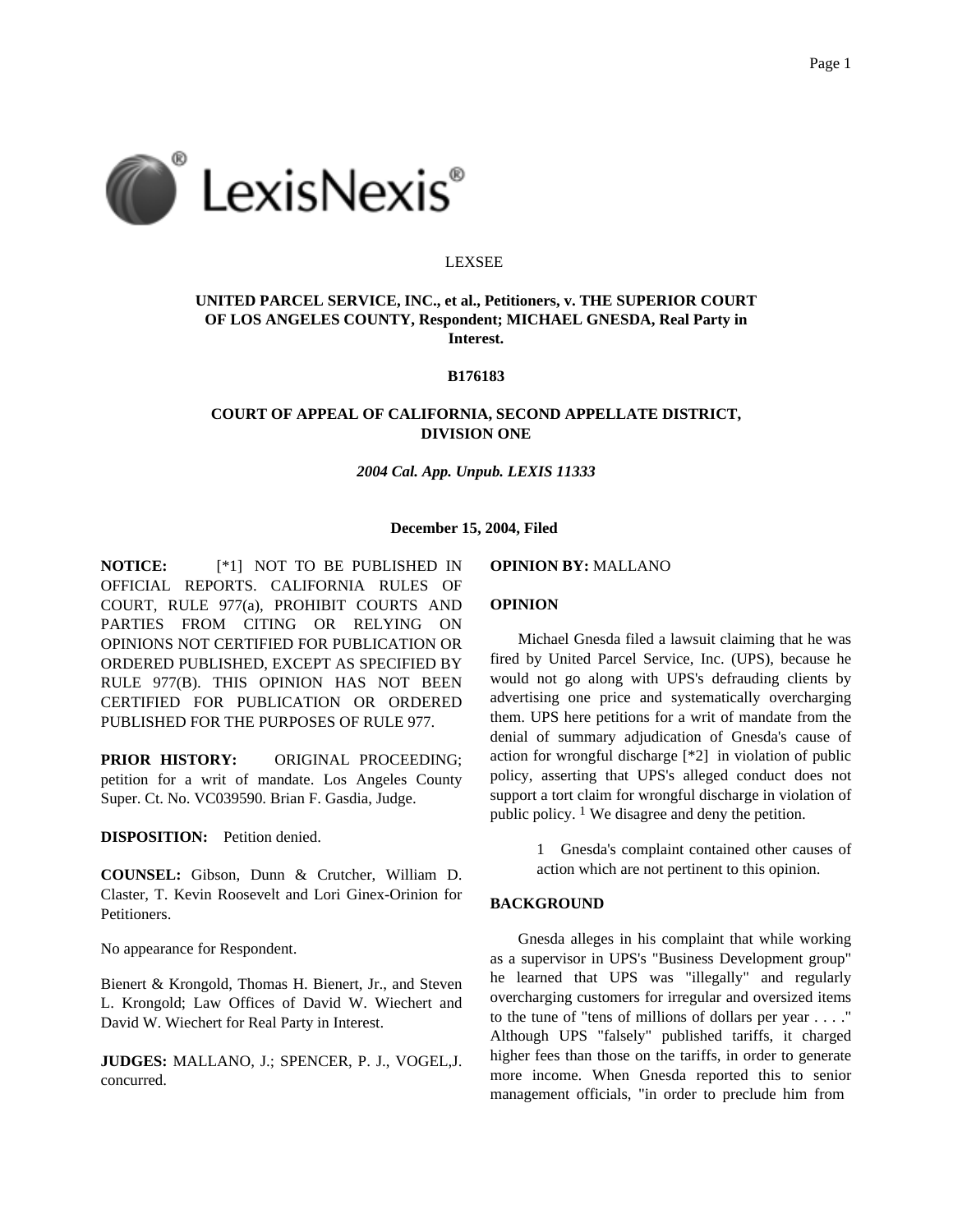LEXSEE

**UNITED PARCEL SERVICE, INC., et al., Petitioners, v. THE SUPERIOR COURT OF LOS ANGELES COUNTY, Respondent; MICHAEL GNESDA, Real Party in Interest.**

**B176183**

**COURT OF APPEAL OF CALIFORNIA, SECOND APPELLATE DISTRICT, DIVISION ONE**

***2004 Cal. App. Unpub. LEXIS 11333***

**December 15, 2004, Filed**

**NOTICE:** [*1] NOT TO BE PUBLISHED IN OFFICIAL REPORTS. CALIFORNIA RULES OF COURT, RULE 977(a), PROHIBIT COURTS AND PARTIES FROM CITING OR RELYING ON OPINIONS NOT CERTIFIED FOR PUBLICATION OR ORDERED PUBLISHED, EXCEPT AS SPECIFIED BY RULE 977(B). THIS OPINION HAS NOT BEEN CERTIFIED FOR PUBLICATION OR ORDERED PUBLISHED FOR THE PURPOSES OF RULE 977.

**PRIOR HISTORY:** ORIGINAL PROCEEDING; petition for a writ of mandate. Los Angeles County Super. Ct. No. VC039590. Brian F. Gasdia, Judge.

**DISPOSITION:** Petition denied.

**COUNSEL:** Gibson, Dunn & Crutcher, William D. Claster, T. Kevin Roosevelt and Lori Ginex-Orinion for Petitioners.

No appearance for Respondent.

Bienert & Krongold, Thomas H. Bienert, Jr., and Steven L. Krongold; Law Offices of David W. Wiechert and David W. Wiechert for Real Party in Interest.

**JUDGES:** MALLANO, J.; SPENCER, P. J., VOGEL,J. concurred.

**OPINION BY:** MALLANO

**OPINION**

Michael Gnesda filed a lawsuit claiming that he was fired by United Parcel Service, Inc. (UPS), because he would not go along with UPS's defrauding clients by advertising one price and systematically overcharging them. UPS here petitions for a writ of mandate from the denial of summary adjudication of Gnesda's cause of action for wrongful discharge [*2] in violation of public policy, asserting that UPS's alleged conduct does not support a tort claim for wrongful discharge in violation of public policy. [1] We disagree and deny the petition.

> 1 Gnesda's complaint contained other causes of action which are not pertinent to this opinion.

**BACKGROUND**

Gnesda alleges in his complaint that while working as a supervisor in UPS's "Business Development group" he learned that UPS was "illegally" and regularly overcharging customers for irregular and oversized items to the tune of "tens of millions of dollars per year . . . ." Although UPS "falsely" published tariffs, it charged higher fees than those on the tariffs, in order to generate more income. When Gnesda reported this to senior management officials, "in order to preclude him from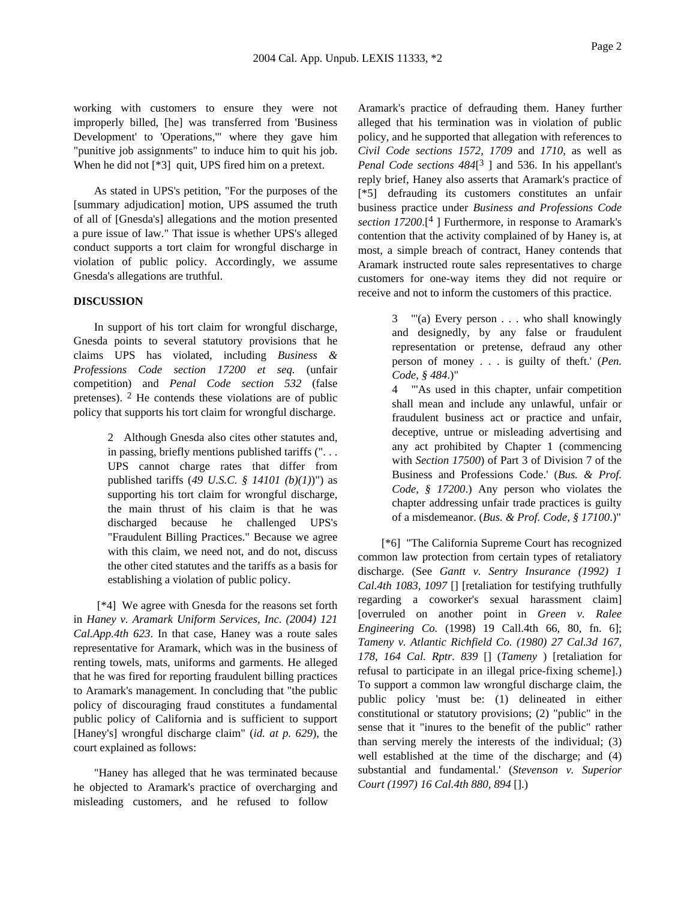working with customers to ensure they were not improperly billed, [he] was transferred from 'Business Development' to 'Operations,'" where they gave him "punitive job assignments" to induce him to quit his job. When he did not [*3] quit, UPS fired him on a pretext.

As stated in UPS's petition, "For the purposes of the [summary adjudication] motion, UPS assumed the truth of all of [Gnesda's] allegations and the motion presented a pure issue of law." That issue is whether UPS's alleged conduct supports a tort claim for wrongful discharge in violation of public policy. Accordingly, we assume Gnesda's allegations are truthful.

**DISCUSSION**

In support of his tort claim for wrongful discharge, Gnesda points to several statutory provisions that he claims UPS has violated, including *Business & Professions Code section 17200 et seq.* (unfair competition) and *Penal Code section 532* (false pretenses). [2] He contends these violations are of public policy that supports his tort claim for wrongful discharge.

> 2 Although Gnesda also cites other statutes and, in passing, briefly mentions published tariffs (". . . UPS cannot charge rates that differ from published tariffs (*49 U.S.C. § 14101 (b)(1)*)") as supporting his tort claim for wrongful discharge, the main thrust of his claim is that he was discharged because he challenged UPS's "Fraudulent Billing Practices." Because we agree with this claim, we need not, and do not, discuss the other cited statutes and the tariffs as a basis for establishing a violation of public policy.

[*4] We agree with Gnesda for the reasons set forth in *Haney v. Aramark Uniform Services, Inc. (2004) 121 Cal.App.4th 623*. In that case, Haney was a route sales representative for Aramark, which was in the business of renting towels, mats, uniforms and garments. He alleged that he was fired for reporting fraudulent billing practices to Aramark's management. In concluding that "the public policy of discouraging fraud constitutes a fundamental public policy of California and is sufficient to support [Haney's] wrongful discharge claim" (*id. at p. 629*), the court explained as follows:

"Haney has alleged that he was terminated because he objected to Aramark's practice of overcharging and misleading customers, and he refused to follow Aramark's practice of defrauding them. Haney further alleged that his termination was in violation of public policy, and he supported that allegation with references to *Civil Code sections 1572*, *1709* and *1710*, as well as *Penal Code sections 484*[3] and 536. In his appellant's reply brief, Haney also asserts that Aramark's practice of [*5] defrauding its customers constitutes an unfair business practice under *Business and Professions Code section 17200*.[4] Furthermore, in response to Aramark's contention that the activity complained of by Haney is, at most, a simple breach of contract, Haney contends that Aramark instructed route sales representatives to charge customers for one-way items they did not require or receive and not to inform the customers of this practice.

> 3 "'(a) Every person . . . who shall knowingly and designedly, by any false or fraudulent representation or pretense, defraud any other person of money . . . is guilty of theft.' (*Pen. Code, § 484*.)"
>
> 4 "'As used in this chapter, unfair competition shall mean and include any unlawful, unfair or fraudulent business act or practice and unfair, deceptive, untrue or misleading advertising and any act prohibited by Chapter 1 (commencing with *Section 17500*) of Part 3 of Division 7 of the Business and Professions Code.' (*Bus. & Prof. Code, § 17200*.) Any person who violates the chapter addressing unfair trade practices is guilty of a misdemeanor. (*Bus. & Prof. Code, § 17100*.)"

[*6] "The California Supreme Court has recognized common law protection from certain types of retaliatory discharge. (See *Gantt v. Sentry Insurance (1992) 1 Cal.4th 1083, 1097* [] [retaliation for testifying truthfully regarding a coworker's sexual harassment claim] [overruled on another point in *Green v. Ralee Engineering Co.* (1998) 19 Call.4th 66, 80, fn. 6]; *Tameny v. Atlantic Richfield Co. (1980) 27 Cal.3d 167, 178, 164 Cal. Rptr. 839* [] (*Tameny* ) [retaliation for refusal to participate in an illegal price-fixing scheme].) To support a common law wrongful discharge claim, the public policy 'must be: (1) delineated in either constitutional or statutory provisions; (2) "public" in the sense that it "inures to the benefit of the public" rather than serving merely the interests of the individual; (3) well established at the time of the discharge; and (4) substantial and fundamental.' (*Stevenson v. Superior Court (1997) 16 Cal.4th 880, 894* [].)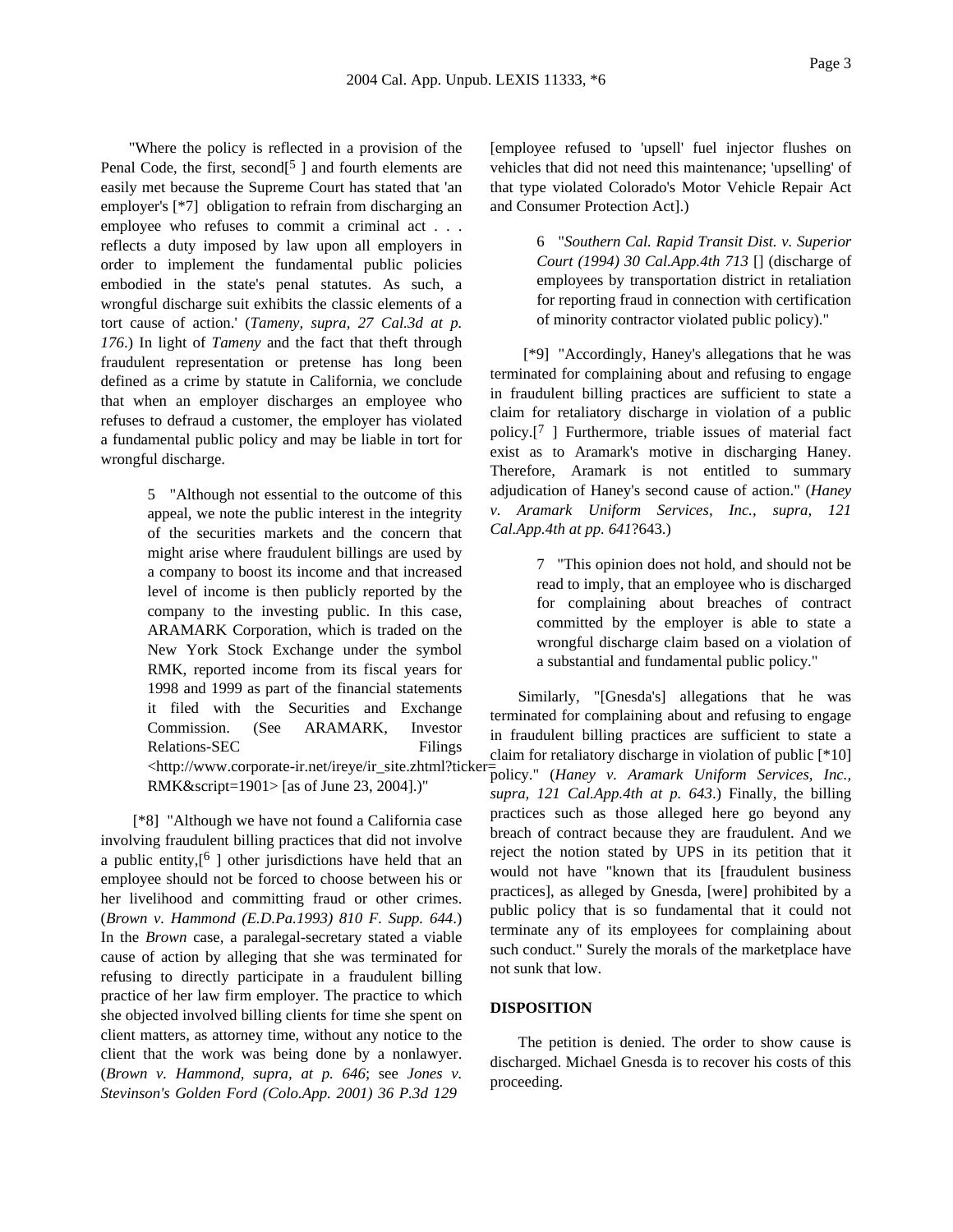"Where the policy is reflected in a provision of the Penal Code, the first, second[5 ] and fourth elements are easily met because the Supreme Court has stated that 'an employer's [*7] obligation to refrain from discharging an employee who refuses to commit a criminal act . . . reflects a duty imposed by law upon all employers in order to implement the fundamental public policies embodied in the state's penal statutes. As such, a wrongful discharge suit exhibits the classic elements of a tort cause of action.' (*Tameny, supra, 27 Cal.3d at p. 176*.) In light of *Tameny* and the fact that theft through fraudulent representation or pretense has long been defined as a crime by statute in California, we conclude that when an employer discharges an employee who refuses to defraud a customer, the employer has violated a fundamental public policy and may be liable in tort for wrongful discharge.

> 5 "Although not essential to the outcome of this appeal, we note the public interest in the integrity of the securities markets and the concern that might arise where fraudulent billings are used by a company to boost its income and that increased level of income is then publicly reported by the company to the investing public. In this case, ARAMARK Corporation, which is traded on the New York Stock Exchange under the symbol RMK, reported income from its fiscal years for 1998 and 1999 as part of the financial statements it filed with the Securities and Exchange Commission. (See ARAMARK, Investor Relations-SEC Filings <http://www.corporate-ir.net/ireye/ir_site.zhtml?ticker=RMK&script=1901> [as of June 23, 2004].)"

[*8] "Although we have not found a California case involving fraudulent billing practices that did not involve a public entity,[6 ] other jurisdictions have held that an employee should not be forced to choose between his or her livelihood and committing fraud or other crimes. (*Brown v. Hammond (E.D.Pa.1993) 810 F. Supp. 644*.) In the *Brown* case, a paralegal-secretary stated a viable cause of action by alleging that she was terminated for refusing to directly participate in a fraudulent billing practice of her law firm employer. The practice to which she objected involved billing clients for time she spent on client matters, as attorney time, without any notice to the client that the work was being done by a nonlawyer. (*Brown v. Hammond, supra, at p. 646*; see *Jones v. Stevinson's Golden Ford (Colo.App. 2001) 36 P.3d 129* [employee refused to 'upsell' fuel injector flushes on vehicles that did not need this maintenance; 'upselling' of that type violated Colorado's Motor Vehicle Repair Act and Consumer Protection Act].)

> 6 "*Southern Cal. Rapid Transit Dist. v. Superior Court (1994) 30 Cal.App.4th 713* [] (discharge of employees by transportation district in retaliation for reporting fraud in connection with certification of minority contractor violated public policy)."

[*9] "Accordingly, Haney's allegations that he was terminated for complaining about and refusing to engage in fraudulent billing practices are sufficient to state a claim for retaliatory discharge in violation of a public policy.[7 ] Furthermore, triable issues of material fact exist as to Aramark's motive in discharging Haney. Therefore, Aramark is not entitled to summary adjudication of Haney's second cause of action." (*Haney v. Aramark Uniform Services, Inc., supra, 121 Cal.App.4th at pp. 641*?643.)

> 7 "This opinion does not hold, and should not be read to imply, that an employee who is discharged for complaining about breaches of contract committed by the employer is able to state a wrongful discharge claim based on a violation of a substantial and fundamental public policy."

Similarly, "[Gnesda's] allegations that he was terminated for complaining about and refusing to engage in fraudulent billing practices are sufficient to state a claim for retaliatory discharge in violation of public [*10] policy." (*Haney v. Aramark Uniform Services, Inc., supra, 121 Cal.App.4th at p. 643*.) Finally, the billing practices such as those alleged here go beyond any breach of contract because they are fraudulent. And we reject the notion stated by UPS in its petition that it would not have "known that its [fraudulent business practices], as alleged by Gnesda, [were] prohibited by a public policy that is so fundamental that it could not terminate any of its employees for complaining about such conduct." Surely the morals of the marketplace have not sunk that low.

**DISPOSITION**

The petition is denied. The order to show cause is discharged. Michael Gnesda is to recover his costs of this proceeding.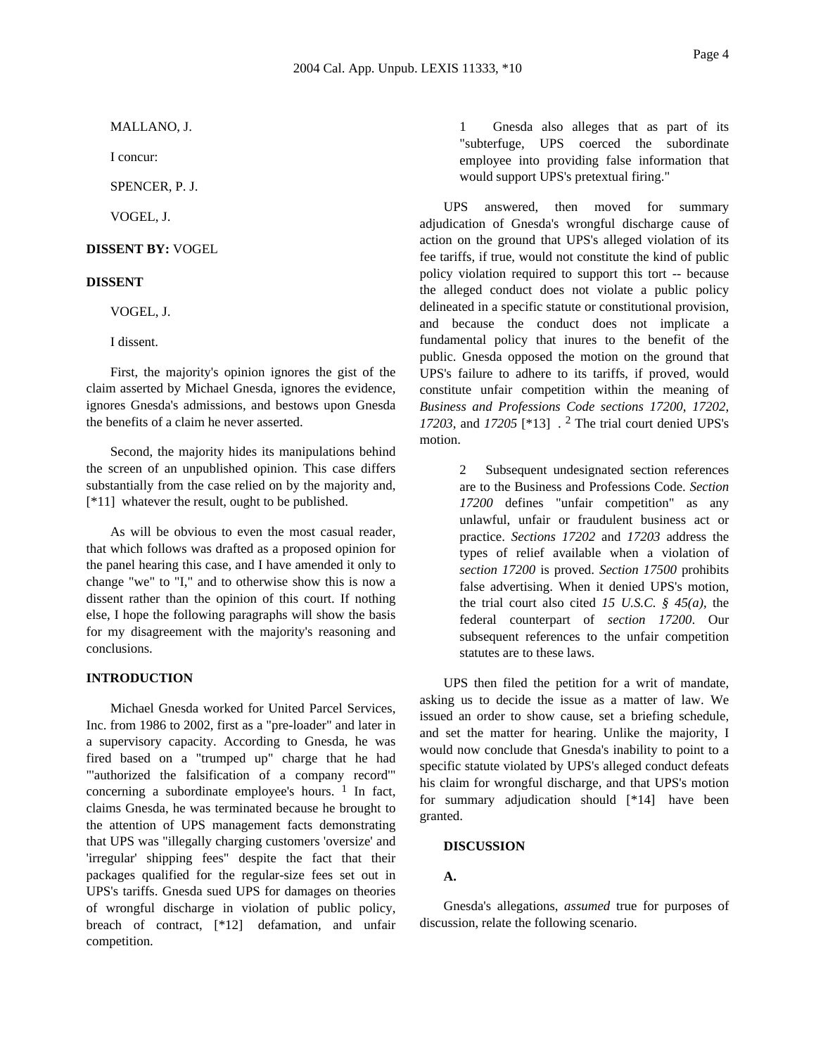MALLANO, J.

I concur:

SPENCER, P. J.

VOGEL, J.

**DISSENT BY:** VOGEL

**DISSENT**

VOGEL, J.

I dissent.

First, the majority's opinion ignores the gist of the claim asserted by Michael Gnesda, ignores the evidence, ignores Gnesda's admissions, and bestows upon Gnesda the benefits of a claim he never asserted.

Second, the majority hides its manipulations behind the screen of an unpublished opinion. This case differs substantially from the case relied on by the majority and, [*11] whatever the result, ought to be published.

As will be obvious to even the most casual reader, that which follows was drafted as a proposed opinion for the panel hearing this case, and I have amended it only to change "we" to "I," and to otherwise show this is now a dissent rather than the opinion of this court. If nothing else, I hope the following paragraphs will show the basis for my disagreement with the majority's reasoning and conclusions.

**INTRODUCTION**

Michael Gnesda worked for United Parcel Services, Inc. from 1986 to 2002, first as a "pre-loader" and later in a supervisory capacity. According to Gnesda, he was fired based on a "trumped up" charge that he had "'authorized the falsification of a company record'" concerning a subordinate employee's hours. [1] In fact, claims Gnesda, he was terminated because he brought to the attention of UPS management facts demonstrating that UPS was "illegally charging customers 'oversize' and 'irregular' shipping fees" despite the fact that their packages qualified for the regular-size fees set out in UPS's tariffs. Gnesda sued UPS for damages on theories of wrongful discharge in violation of public policy, breach of contract, [*12] defamation, and unfair competition.

> 1 Gnesda also alleges that as part of its "subterfuge, UPS coerced the subordinate employee into providing false information that would support UPS's pretextual firing."

UPS answered, then moved for summary adjudication of Gnesda's wrongful discharge cause of action on the ground that UPS's alleged violation of its fee tariffs, if true, would not constitute the kind of public policy violation required to support this tort -- because the alleged conduct does not violate a public policy delineated in a specific statute or constitutional provision, and because the conduct does not implicate a fundamental policy that inures to the benefit of the public. Gnesda opposed the motion on the ground that UPS's failure to adhere to its tariffs, if proved, would constitute unfair competition within the meaning of *Business and Professions Code sections 17200*, *17202*, *17203*, and *17205* [*13] . [2] The trial court denied UPS's motion.

> 2 Subsequent undesignated section references are to the Business and Professions Code. *Section 17200* defines "unfair competition" as any unlawful, unfair or fraudulent business act or practice. *Sections 17202* and *17203* address the types of relief available when a violation of *section 17200* is proved. *Section 17500* prohibits false advertising. When it denied UPS's motion, the trial court also cited *15 U.S.C. § 45(a)*, the federal counterpart of *section 17200*. Our subsequent references to the unfair competition statutes are to these laws.

UPS then filed the petition for a writ of mandate, asking us to decide the issue as a matter of law. We issued an order to show cause, set a briefing schedule, and set the matter for hearing. Unlike the majority, I would now conclude that Gnesda's inability to point to a specific statute violated by UPS's alleged conduct defeats his claim for wrongful discharge, and that UPS's motion for summary adjudication should [*14] have been granted.

**DISCUSSION**

**A.**

Gnesda's allegations, *assumed* true for purposes of discussion, relate the following scenario.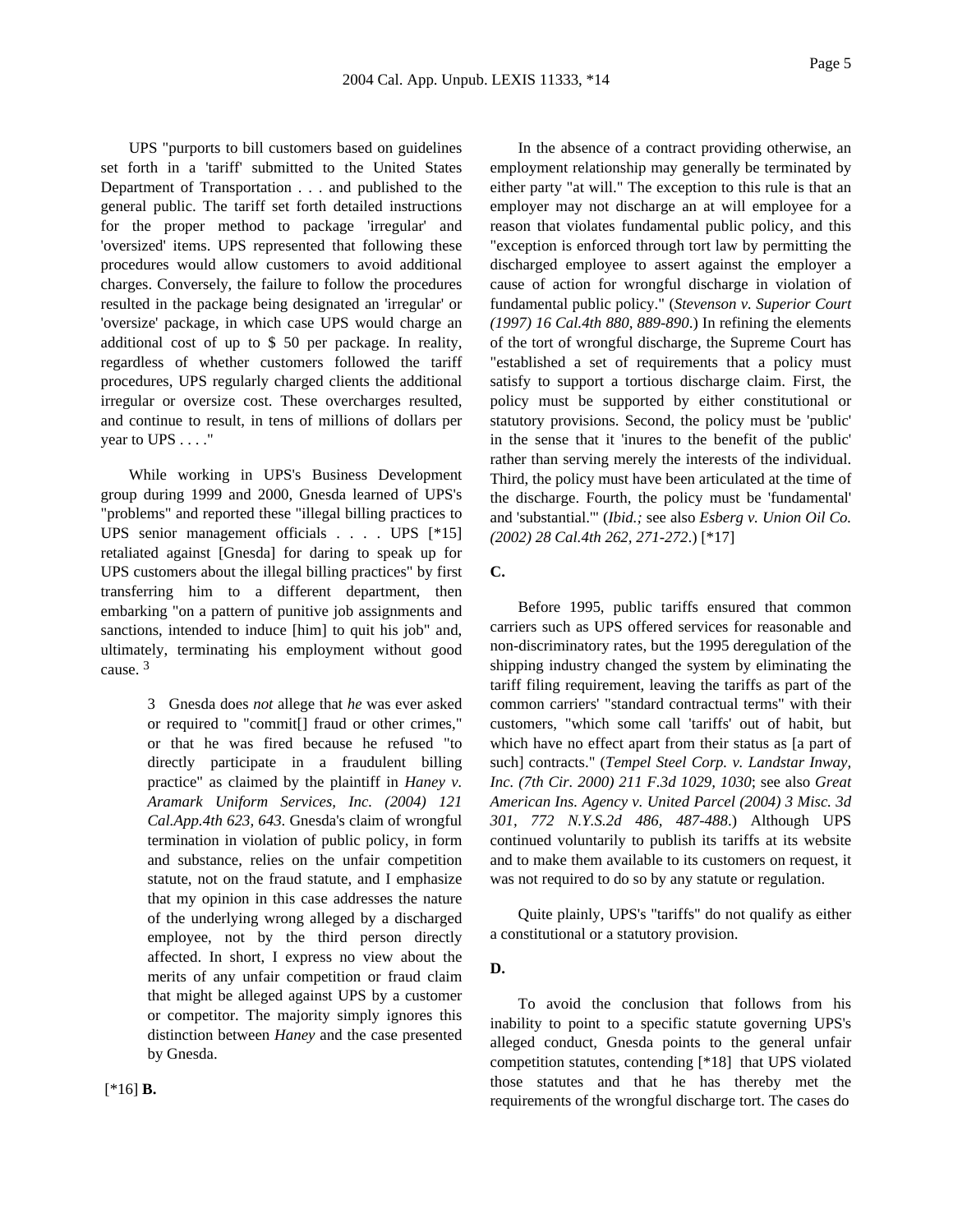UPS "purports to bill customers based on guidelines set forth in a 'tariff' submitted to the United States Department of Transportation . . . and published to the general public. The tariff set forth detailed instructions for the proper method to package 'irregular' and 'oversized' items. UPS represented that following these procedures would allow customers to avoid additional charges. Conversely, the failure to follow the procedures resulted in the package being designated an 'irregular' or 'oversize' package, in which case UPS would charge an additional cost of up to $ 50 per package. In reality, regardless of whether customers followed the tariff procedures, UPS regularly charged clients the additional irregular or oversize cost. These overcharges resulted, and continue to result, in tens of millions of dollars per year to UPS . . . ."

While working in UPS's Business Development group during 1999 and 2000, Gnesda learned of UPS's "problems" and reported these "illegal billing practices to UPS senior management officials . . . . UPS [*15] retaliated against [Gnesda] for daring to speak up for UPS customers about the illegal billing practices" by first transferring him to a different department, then embarking "on a pattern of punitive job assignments and sanctions, intended to induce [him] to quit his job" and, ultimately, terminating his employment without good cause. [3]

> 3 Gnesda does *not* allege that *he* was ever asked or required to "commit[] fraud or other crimes," or that he was fired because he refused "to directly participate in a fraudulent billing practice" as claimed by the plaintiff in *Haney v. Aramark Uniform Services, Inc. (2004) 121 Cal.App.4th 623, 643*. Gnesda's claim of wrongful termination in violation of public policy, in form and substance, relies on the unfair competition statute, not on the fraud statute, and I emphasize that my opinion in this case addresses the nature of the underlying wrong alleged by a discharged employee, not by the third person directly affected. In short, I express no view about the merits of any unfair competition or fraud claim that might be alleged against UPS by a customer or competitor. The majority simply ignores this distinction between *Haney* and the case presented by Gnesda.

[*16] **B.**

In the absence of a contract providing otherwise, an employment relationship may generally be terminated by either party "at will." The exception to this rule is that an employer may not discharge an at will employee for a reason that violates fundamental public policy, and this "exception is enforced through tort law by permitting the discharged employee to assert against the employer a cause of action for wrongful discharge in violation of fundamental public policy." (*Stevenson v. Superior Court (1997) 16 Cal.4th 880, 889-890*.) In refining the elements of the tort of wrongful discharge, the Supreme Court has "established a set of requirements that a policy must satisfy to support a tortious discharge claim. First, the policy must be supported by either constitutional or statutory provisions. Second, the policy must be 'public' in the sense that it 'inures to the benefit of the public' rather than serving merely the interests of the individual. Third, the policy must have been articulated at the time of the discharge. Fourth, the policy must be 'fundamental' and 'substantial.'" (*Ibid.;* see also *Esberg v. Union Oil Co. (2002) 28 Cal.4th 262, 271-272*.) [*17]

**C.**

Before 1995, public tariffs ensured that common carriers such as UPS offered services for reasonable and non-discriminatory rates, but the 1995 deregulation of the shipping industry changed the system by eliminating the tariff filing requirement, leaving the tariffs as part of the common carriers' "standard contractual terms" with their customers, "which some call 'tariffs' out of habit, but which have no effect apart from their status as [a part of such] contracts." (*Tempel Steel Corp. v. Landstar Inway, Inc. (7th Cir. 2000) 211 F.3d 1029, 1030*; see also *Great American Ins. Agency v. United Parcel (2004) 3 Misc. 3d 301, 772 N.Y.S.2d 486, 487-488*.) Although UPS continued voluntarily to publish its tariffs at its website and to make them available to its customers on request, it was not required to do so by any statute or regulation.

Quite plainly, UPS's "tariffs" do not qualify as either a constitutional or a statutory provision.

**D.**

To avoid the conclusion that follows from his inability to point to a specific statute governing UPS's alleged conduct, Gnesda points to the general unfair competition statutes, contending [*18] that UPS violated those statutes and that he has thereby met the requirements of the wrongful discharge tort. The cases do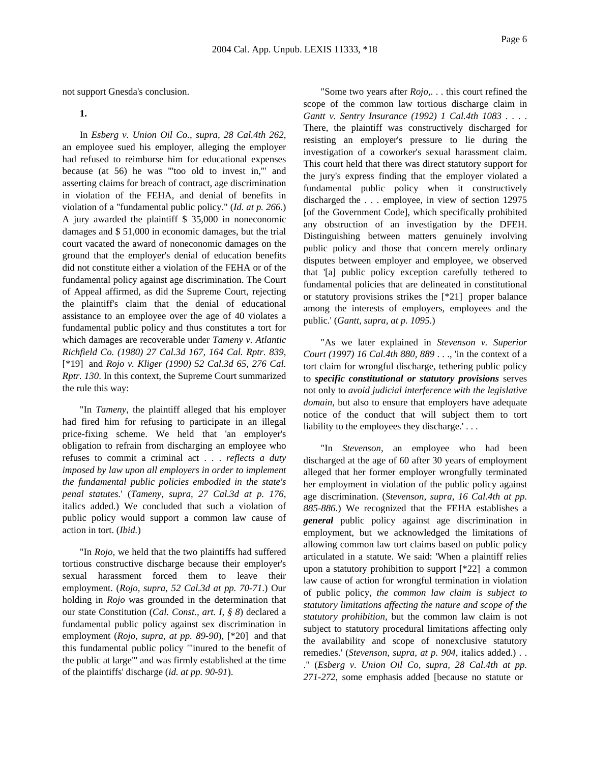not support Gnesda's conclusion.

**1.**

In *Esberg v. Union Oil Co., supra, 28 Cal.4th 262*, an employee sued his employer, alleging the employer had refused to reimburse him for educational expenses because (at 56) he was "'too old to invest in,'" and asserting claims for breach of contract, age discrimination in violation of the FEHA, and denial of benefits in violation of a "fundamental public policy." (*Id. at p. 266*.) A jury awarded the plaintiff $ 35,000 in noneconomic damages and $ 51,000 in economic damages, but the trial court vacated the award of noneconomic damages on the ground that the employer's denial of education benefits did not constitute either a violation of the FEHA or of the fundamental policy against age discrimination. The Court of Appeal affirmed, as did the Supreme Court, rejecting the plaintiff's claim that the denial of educational assistance to an employee over the age of 40 violates a fundamental public policy and thus constitutes a tort for which damages are recoverable under *Tameny v. Atlantic Richfield Co. (1980) 27 Cal.3d 167, 164 Cal. Rptr. 839*, [*19] and *Rojo v. Kliger (1990) 52 Cal.3d 65, 276 Cal. Rptr. 130*. In this context, the Supreme Court summarized the rule this way:

"In *Tameny*, the plaintiff alleged that his employer had fired him for refusing to participate in an illegal price-fixing scheme. We held that 'an employer's obligation to refrain from discharging an employee who refuses to commit a criminal act . . . *reflects a duty imposed by law upon all employers in order to implement the fundamental public policies embodied in the state's penal statutes*.' (*Tameny, supra, 27 Cal.3d at p. 176*, italics added.) We concluded that such a violation of public policy would support a common law cause of action in tort. (*Ibid.*)

"In *Rojo*, we held that the two plaintiffs had suffered tortious constructive discharge because their employer's sexual harassment forced them to leave their employment. (*Rojo, supra, 52 Cal.3d at pp. 70-71*.) Our holding in *Rojo* was grounded in the determination that our state Constitution (*Cal. Const., art. I, § 8*) declared a fundamental public policy against sex discrimination in employment (*Rojo, supra, at pp. 89-90*), [*20] and that this fundamental public policy '"inured to the benefit of the public at large"' and was firmly established at the time of the plaintiffs' discharge (*id. at pp. 90-91*).

"Some two years after *Rojo*,. . . this court refined the scope of the common law tortious discharge claim in *Gantt v. Sentry Insurance (1992) 1 Cal.4th 1083* . . . . There, the plaintiff was constructively discharged for resisting an employer's pressure to lie during the investigation of a coworker's sexual harassment claim. This court held that there was direct statutory support for the jury's express finding that the employer violated a fundamental public policy when it constructively discharged the . . . employee, in view of section 12975 [of the Government Code], which specifically prohibited any obstruction of an investigation by the DFEH. Distinguishing between matters genuinely involving public policy and those that concern merely ordinary disputes between employer and employee, we observed that '[a] public policy exception carefully tethered to fundamental policies that are delineated in constitutional or statutory provisions strikes the [*21] proper balance among the interests of employers, employees and the public.' (*Gantt, supra, at p. 1095*.)

"As we later explained in *Stevenson v. Superior Court (1997) 16 Cal.4th 880, 889* . . ., 'in the context of a tort claim for wrongful discharge, tethering public policy to ***specific constitutional or statutory provisions*** serves not only to *avoid judicial interference with the legislative domain*, but also to ensure that employers have adequate notice of the conduct that will subject them to tort liability to the employees they discharge.' . . .

"In *Stevenson*, an employee who had been discharged at the age of 60 after 30 years of employment alleged that her former employer wrongfully terminated her employment in violation of the public policy against age discrimination. (*Stevenson, supra, 16 Cal.4th at pp. 885-886*.) We recognized that the FEHA establishes a ***general*** public policy against age discrimination in employment, but we acknowledged the limitations of allowing common law tort claims based on public policy articulated in a statute. We said: 'When a plaintiff relies upon a statutory prohibition to support [*22] a common law cause of action for wrongful termination in violation of public policy, *the common law claim is subject to statutory limitations affecting the nature and scope of the statutory prohibition*, but the common law claim is not subject to statutory procedural limitations affecting only the availability and scope of nonexclusive statutory remedies.' (*Stevenson, supra, at p. 904*, italics added.) . . ." (*Esberg v. Union Oil Co, supra, 28 Cal.4th at pp. 271-272*, some emphasis added [because no statute or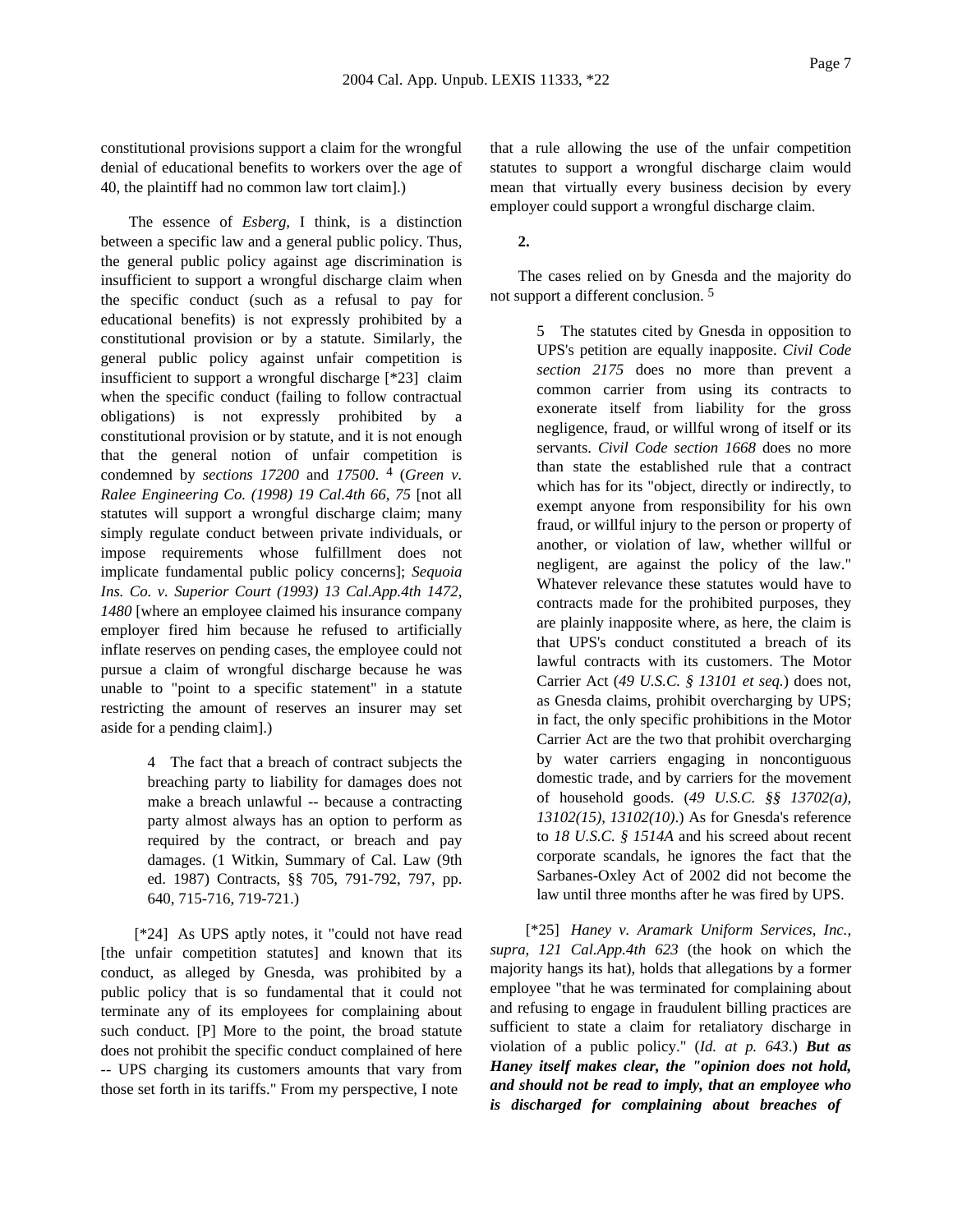constitutional provisions support a claim for the wrongful denial of educational benefits to workers over the age of 40, the plaintiff had no common law tort claim].)

The essence of *Esberg,* I think, is a distinction between a specific law and a general public policy. Thus, the general public policy against age discrimination is insufficient to support a wrongful discharge claim when the specific conduct (such as a refusal to pay for educational benefits) is not expressly prohibited by a constitutional provision or by a statute. Similarly, the general public policy against unfair competition is insufficient to support a wrongful discharge [*23] claim when the specific conduct (failing to follow contractual obligations) is not expressly prohibited by a constitutional provision or by statute, and it is not enough that the general notion of unfair competition is condemned by *sections 17200* and *17500*. [4] (*Green v. Ralee Engineering Co. (1998) 19 Cal.4th 66, 75* [not all statutes will support a wrongful discharge claim; many simply regulate conduct between private individuals, or impose requirements whose fulfillment does not implicate fundamental public policy concerns]; *Sequoia Ins. Co. v. Superior Court (1993) 13 Cal.App.4th 1472, 1480* [where an employee claimed his insurance company employer fired him because he refused to artificially inflate reserves on pending cases, the employee could not pursue a claim of wrongful discharge because he was unable to "point to a specific statement" in a statute restricting the amount of reserves an insurer may set aside for a pending claim].)

> 4 The fact that a breach of contract subjects the breaching party to liability for damages does not make a breach unlawful -- because a contracting party almost always has an option to perform as required by the contract, or breach and pay damages. (1 Witkin, Summary of Cal. Law (9th ed. 1987) Contracts, §§ 705, 791-792, 797, pp. 640, 715-716, 719-721.)

[*24] As UPS aptly notes, it "could not have read [the unfair competition statutes] and known that its conduct, as alleged by Gnesda, was prohibited by a public policy that is so fundamental that it could not terminate any of its employees for complaining about such conduct. [P] More to the point, the broad statute does not prohibit the specific conduct complained of here -- UPS charging its customers amounts that vary from those set forth in its tariffs." From my perspective, I note that a rule allowing the use of the unfair competition statutes to support a wrongful discharge claim would mean that virtually every business decision by every employer could support a wrongful discharge claim.

**2.**

The cases relied on by Gnesda and the majority do not support a different conclusion. [5]

> 5 The statutes cited by Gnesda in opposition to UPS's petition are equally inapposite. *Civil Code section 2175* does no more than prevent a common carrier from using its contracts to exonerate itself from liability for the gross negligence, fraud, or willful wrong of itself or its servants. *Civil Code section 1668* does no more than state the established rule that a contract which has for its "object, directly or indirectly, to exempt anyone from responsibility for his own fraud, or willful injury to the person or property of another, or violation of law, whether willful or negligent, are against the policy of the law." Whatever relevance these statutes would have to contracts made for the prohibited purposes, they are plainly inapposite where, as here, the claim is that UPS's conduct constituted a breach of its lawful contracts with its customers. The Motor Carrier Act (*49 U.S.C. § 13101 et seq.*) does not, as Gnesda claims, prohibit overcharging by UPS; in fact, the only specific prohibitions in the Motor Carrier Act are the two that prohibit overcharging by water carriers engaging in noncontiguous domestic trade, and by carriers for the movement of household goods. (*49 U.S.C. §§ 13702(a), 13102(15), 13102(10)*.) As for Gnesda's reference to *18 U.S.C. § 1514A* and his screed about recent corporate scandals, he ignores the fact that the Sarbanes-Oxley Act of 2002 did not become the law until three months after he was fired by UPS.

[*25] *Haney v. Aramark Uniform Services, Inc., supra, 121 Cal.App.4th 623* (the hook on which the majority hangs its hat), holds that allegations by a former employee "that he was terminated for complaining about and refusing to engage in fraudulent billing practices are sufficient to state a claim for retaliatory discharge in violation of a public policy." (*Id. at p. 643*.) ***But as Haney itself makes clear, the "opinion does not hold, and should not be read to imply, that an employee who is discharged for complaining about breaches of***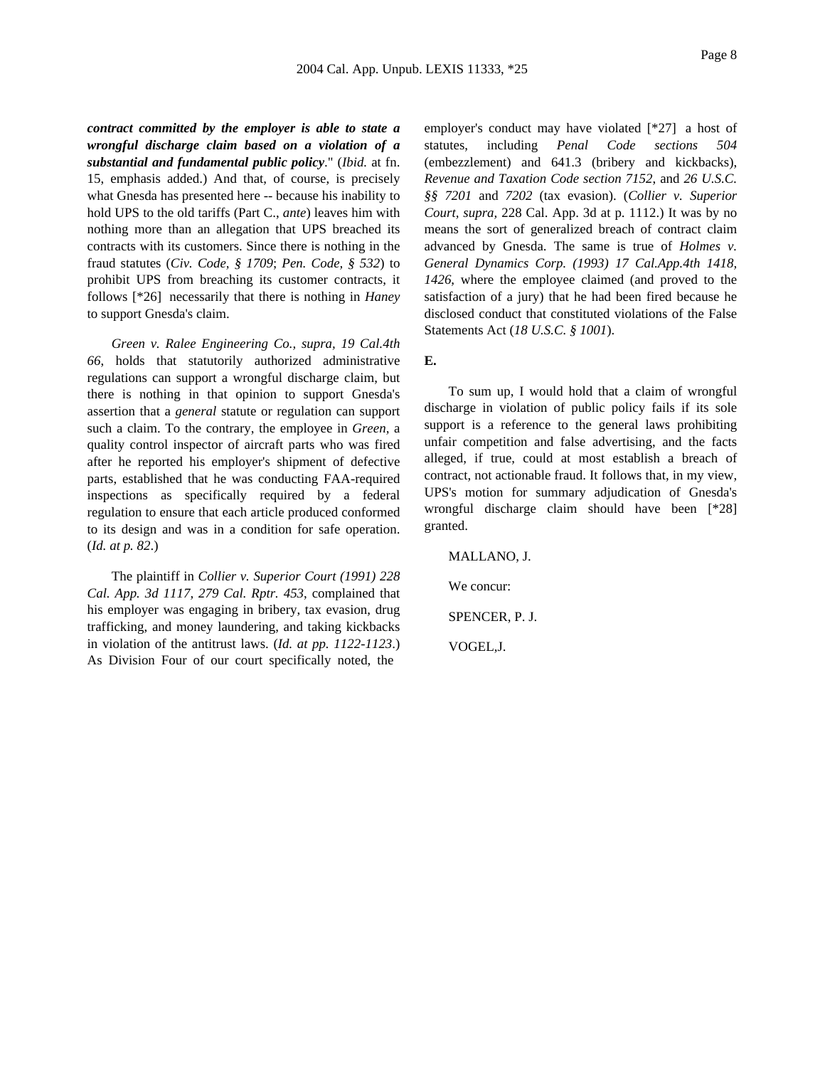***contract committed by the employer is able to state a wrongful discharge claim based on a violation of a substantial and fundamental public policy***." (*Ibid.* at fn. 15, emphasis added.) And that, of course, is precisely what Gnesda has presented here -- because his inability to hold UPS to the old tariffs (Part C., *ante*) leaves him with nothing more than an allegation that UPS breached its contracts with its customers. Since there is nothing in the fraud statutes (*Civ. Code, § 1709*; *Pen. Code, § 532*) to prohibit UPS from breaching its customer contracts, it follows [*26] necessarily that there is nothing in *Haney* to support Gnesda's claim.

*Green v. Ralee Engineering Co., supra, 19 Cal.4th 66,* holds that statutorily authorized administrative regulations can support a wrongful discharge claim, but there is nothing in that opinion to support Gnesda's assertion that a *general* statute or regulation can support such a claim. To the contrary, the employee in *Green,* a quality control inspector of aircraft parts who was fired after he reported his employer's shipment of defective parts, established that he was conducting FAA-required inspections as specifically required by a federal regulation to ensure that each article produced conformed to its design and was in a condition for safe operation. (*Id. at p. 82*.)

The plaintiff in *Collier v. Superior Court (1991) 228 Cal. App. 3d 1117, 279 Cal. Rptr. 453*, complained that his employer was engaging in bribery, tax evasion, drug trafficking, and money laundering, and taking kickbacks in violation of the antitrust laws. (*Id. at pp. 1122-1123*.) As Division Four of our court specifically noted, the employer's conduct may have violated [*27] a host of statutes, including *Penal Code sections 504* (embezzlement) and 641.3 (bribery and kickbacks), *Revenue and Taxation Code section 7152*, and *26 U.S.C. §§ 7201* and *7202* (tax evasion). (*Collier v. Superior Court, supra,* 228 Cal. App. 3d at p. 1112.) It was by no means the sort of generalized breach of contract claim advanced by Gnesda. The same is true of *Holmes v. General Dynamics Corp. (1993) 17 Cal.App.4th 1418, 1426*, where the employee claimed (and proved to the satisfaction of a jury) that he had been fired because he disclosed conduct that constituted violations of the False Statements Act (*18 U.S.C. § 1001*).

**E.**

To sum up, I would hold that a claim of wrongful discharge in violation of public policy fails if its sole support is a reference to the general laws prohibiting unfair competition and false advertising, and the facts alleged, if true, could at most establish a breach of contract, not actionable fraud. It follows that, in my view, UPS's motion for summary adjudication of Gnesda's wrongful discharge claim should have been [*28] granted.

MALLANO, J.

We concur:

SPENCER, P. J.

VOGEL,J.